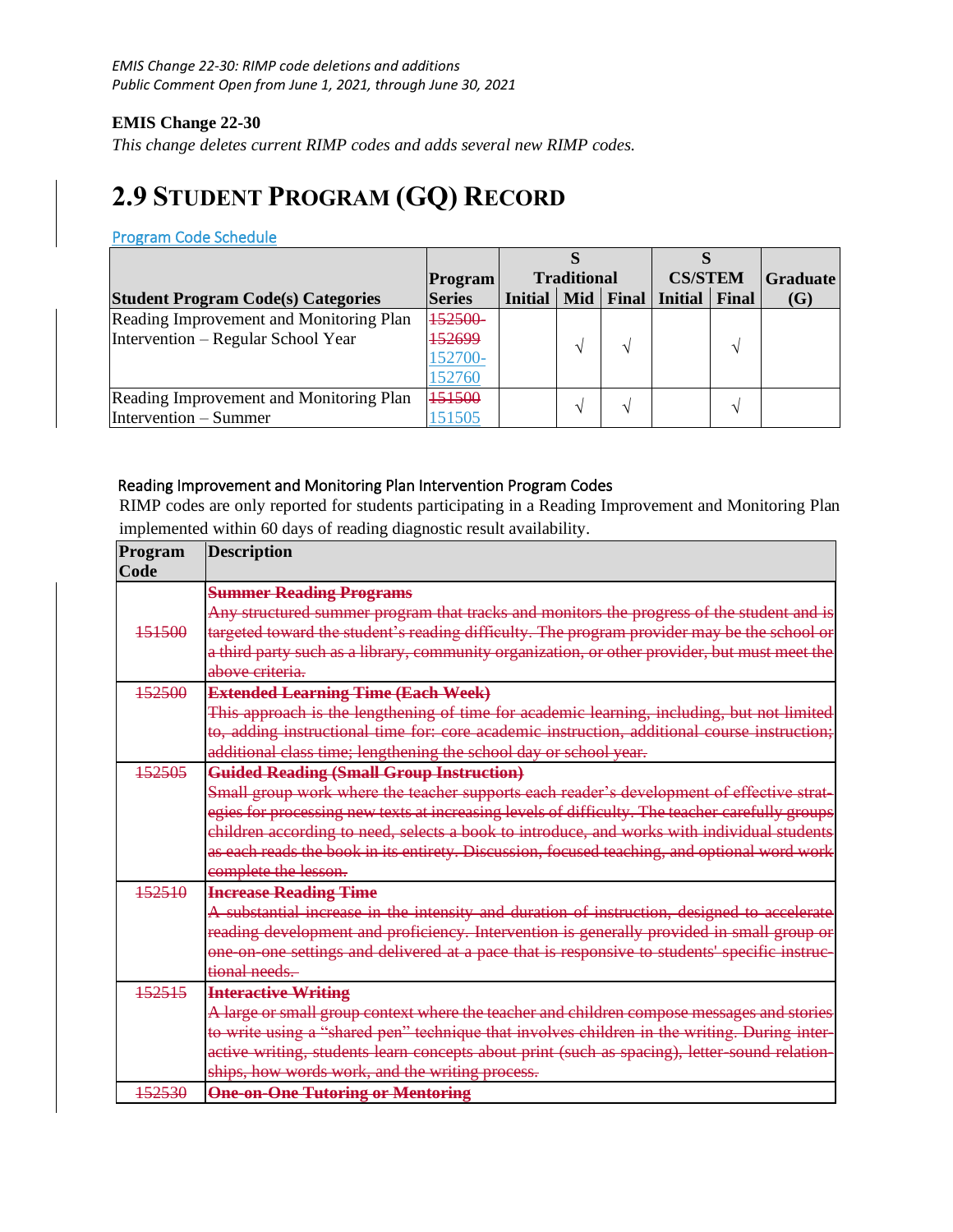*EMIS Change 22-30: RIMP code deletions and additions*
*Public Comment Open from June 1, 2021, through June 30, 2021*

**EMIS Change 22-30**

*This change deletes current RIMP codes and adds several new RIMP codes.*

# 2.9 Student Program (GQ) Record

Program Code Schedule

| Student Program Code(s) Categories | Program Series | S Traditional | | | S CS/STEM | | Graduate (G) |
|---|---|---|---|---|---|---|---|
| | | Initial | Mid | Final | Initial | Final | |
| Reading Improvement and Monitoring Plan Intervention – Regular School Year | ~~152500-152699~~ 152700-152760 | | √ | √ | | √ | |
| Reading Improvement and Monitoring Plan Intervention – Summer | ~~151500~~ 151505 | | √ | √ | | √ | |

Reading Improvement and Monitoring Plan Intervention Program Codes

RIMP codes are only reported for students participating in a Reading Improvement and Monitoring Plan implemented within 60 days of reading diagnostic result availability.

| Program Code | Description |
|---|---|
| ~~151500~~ | ~~**Summer Reading Programs**~~ ~~Any structured summer program that tracks and monitors the progress of the student and is targeted toward the student's reading difficulty. The program provider may be the school or a third party such as a library, community organization, or other provider, but must meet the above criteria.~~ |
| ~~152500~~ | ~~**Extended Learning Time (Each Week)**~~ ~~This approach is the lengthening of time for academic learning, including, but not limited to, adding instructional time for: core academic instruction, additional course instruction; additional class time; lengthening the school day or school year.~~ |
| ~~152505~~ | ~~**Guided Reading (Small Group Instruction)**~~ ~~Small group work where the teacher supports each reader's development of effective strategies for processing new texts at increasing levels of difficulty. The teacher carefully groups children according to need, selects a book to introduce, and works with individual students as each reads the book in its entirety. Discussion, focused teaching, and optional word work complete the lesson.~~ |
| ~~152510~~ | ~~**Increase Reading Time**~~ ~~A substantial increase in the intensity and duration of instruction, designed to accelerate reading development and proficiency. Intervention is generally provided in small group or one-on-one settings and delivered at a pace that is responsive to students' specific instructional needs.~~ |
| ~~152515~~ | ~~**Interactive Writing**~~ ~~A large or small group context where the teacher and children compose messages and stories to write using a "shared pen" technique that involves children in the writing. During interactive writing, students learn concepts about print (such as spacing), letter-sound relationships, how words work, and the writing process.~~ |
| ~~152530~~ | ~~**One-on-One Tutoring or Mentoring**~~ |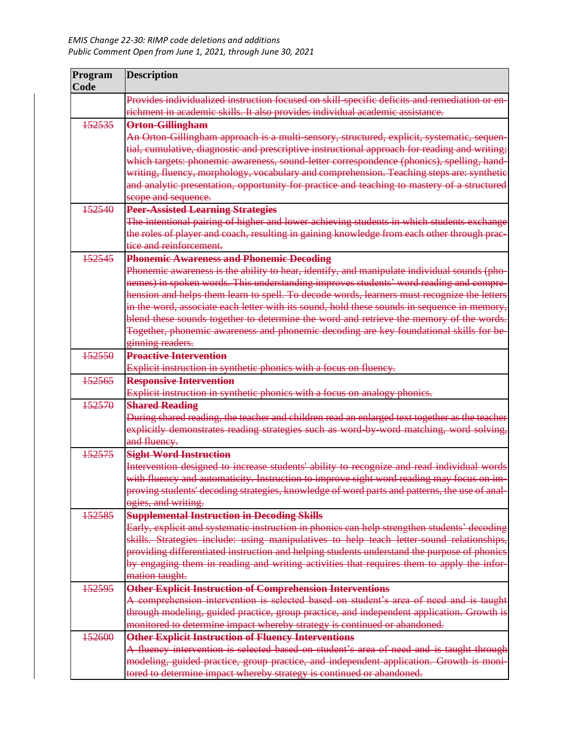| Program Code | Description |
|---|---|
| | ~~Provides individualized instruction focused on skill-specific deficits and remediation or enrichment in academic skills. It also provides individual academic assistance.~~ |
| ~~152535~~ | ~~**Orton-Gillingham**~~<br>~~An Orton-Gillingham approach is a multi-sensory, structured, explicit, systematic, sequential, cumulative, diagnostic and prescriptive instructional approach for reading and writing; which targets: phonemic awareness, sound-letter correspondence (phonics), spelling, handwriting, fluency, morphology, vocabulary and comprehension. Teaching steps are: synthetic and analytic presentation, opportunity for practice and teaching to mastery of a structured scope and sequence.~~ |
| ~~152540~~ | ~~**Peer-Assisted Learning Strategies**~~<br>~~The intentional pairing of higher and lower achieving students in which students exchange the roles of player and coach, resulting in gaining knowledge from each other through practice and reinforcement.~~ |
| ~~152545~~ | ~~**Phonemic Awareness and Phonemic Decoding**~~<br>~~Phonemic awareness is the ability to hear, identify, and manipulate individual sounds (phonemes) in spoken words. This understanding improves students' word reading and comprehension and helps them learn to spell. To decode words, learners must recognize the letters in the word, associate each letter with its sound, hold these sounds in sequence in memory, blend these sounds together to determine the word and retrieve the memory of the words. Together, phonemic awareness and phonemic decoding are key foundational skills for beginning readers.~~ |
| ~~152550~~ | ~~**Proactive Intervention**~~<br>~~Explicit instruction in synthetic phonics with a focus on fluency.~~ |
| ~~152565~~ | ~~**Responsive Intervention**~~<br>~~Explicit instruction in synthetic phonics with a focus on analogy phonics.~~ |
| ~~152570~~ | ~~**Shared Reading**~~<br>~~During shared reading, the teacher and children read an enlarged text together as the teacher explicitly demonstrates reading strategies such as word-by-word matching, word solving, and fluency.~~ |
| ~~152575~~ | ~~**Sight Word Instruction**~~<br>~~Intervention designed to increase students' ability to recognize and read individual words with fluency and automaticity. Instruction to improve sight word reading may focus on improving students' decoding strategies, knowledge of word parts and patterns, the use of analogies, and writing.~~ |
| ~~152585~~ | ~~**Supplemental Instruction in Decoding Skills**~~<br>~~Early, explicit and systematic instruction in phonics can help strengthen students' decoding skills. Strategies include: using manipulatives to help teach letter-sound relationships, providing differentiated instruction and helping students understand the purpose of phonics by engaging them in reading and writing activities that requires them to apply the information taught.~~ |
| ~~152595~~ | ~~**Other Explicit Instruction of Comprehension Interventions**~~<br>~~A comprehension intervention is selected based on student's area of need and is taught through modeling, guided practice, group practice, and independent application. Growth is monitored to determine impact whereby strategy is continued or abandoned.~~ |
| ~~152600~~ | ~~**Other Explicit Instruction of Fluency Interventions**~~<br>~~A fluency intervention is selected based on student's area of need and is taught through modeling, guided practice, group practice, and independent application. Growth is monitored to determine impact whereby strategy is continued or abandoned.~~ |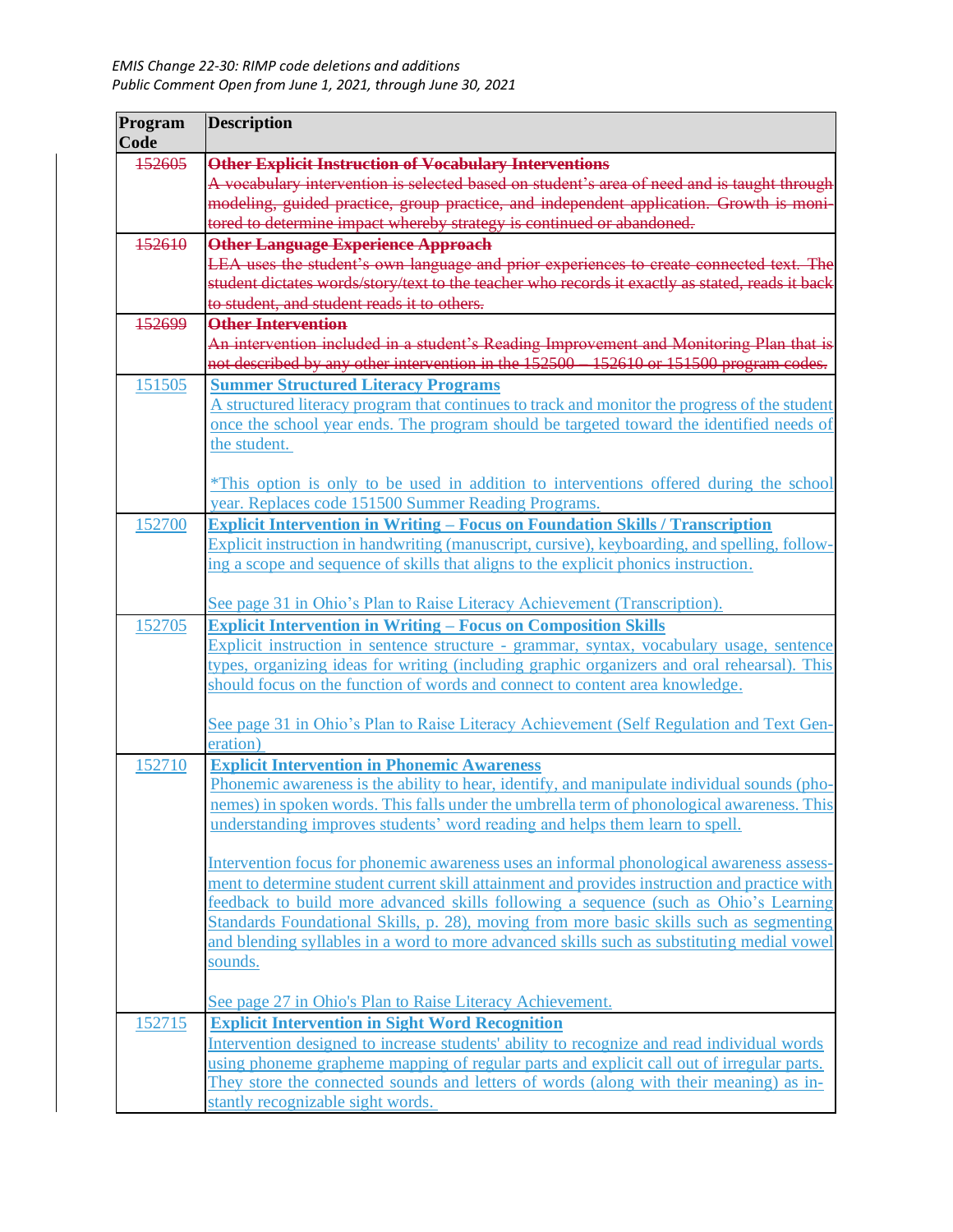*EMIS Change 22-30: RIMP code deletions and additions*
*Public Comment Open from June 1, 2021, through June 30, 2021*

| Program Code | Description |
|---|---|
| ~~152605~~ | ~~**Other Explicit Instruction of Vocabulary Interventions**~~<br>~~A vocabulary intervention is selected based on student's area of need and is taught through modeling, guided practice, group practice, and independent application. Growth is monitored to determine impact whereby strategy is continued or abandoned.~~ |
| ~~152610~~ | ~~**Other Language Experience Approach**~~<br>~~LEA uses the student's own language and prior experiences to create connected text. The student dictates words/story/text to the teacher who records it exactly as stated, reads it back to student, and student reads it to others.~~ |
| ~~152699~~ | ~~**Other Intervention**~~<br>~~An intervention included in a student's Reading Improvement and Monitoring Plan that is not described by any other intervention in the 152500 – 152610 or 151500 program codes.~~ |
| 151505 | **Summer Structured Literacy Programs**<br>A structured literacy program that continues to track and monitor the progress of the student once the school year ends. The program should be targeted toward the identified needs of the student.<br><br>*This option is only to be used in addition to interventions offered during the school year. Replaces code 151500 Summer Reading Programs. |
| 152700 | **Explicit Intervention in Writing – Focus on Foundation Skills / Transcription**<br>Explicit instruction in handwriting (manuscript, cursive), keyboarding, and spelling, following a scope and sequence of skills that aligns to the explicit phonics instruction.<br><br>See page 31 in Ohio's Plan to Raise Literacy Achievement (Transcription). |
| 152705 | **Explicit Intervention in Writing – Focus on Composition Skills**<br>Explicit instruction in sentence structure - grammar, syntax, vocabulary usage, sentence types, organizing ideas for writing (including graphic organizers and oral rehearsal). This should focus on the function of words and connect to content area knowledge.<br><br>See page 31 in Ohio's Plan to Raise Literacy Achievement (Self Regulation and Text Generation) |
| 152710 | **Explicit Intervention in Phonemic Awareness**<br>Phonemic awareness is the ability to hear, identify, and manipulate individual sounds (phonemes) in spoken words. This falls under the umbrella term of phonological awareness. This understanding improves students' word reading and helps them learn to spell.<br><br>Intervention focus for phonemic awareness uses an informal phonological awareness assessment to determine student current skill attainment and provides instruction and practice with feedback to build more advanced skills following a sequence (such as Ohio's Learning Standards Foundational Skills, p. 28), moving from more basic skills such as segmenting and blending syllables in a word to more advanced skills such as substituting medial vowel sounds.<br><br>See page 27 in Ohio's Plan to Raise Literacy Achievement. |
| 152715 | **Explicit Intervention in Sight Word Recognition**<br>Intervention designed to increase students' ability to recognize and read individual words using phoneme grapheme mapping of regular parts and explicit call out of irregular parts. They store the connected sounds and letters of words (along with their meaning) as instantly recognizable sight words. |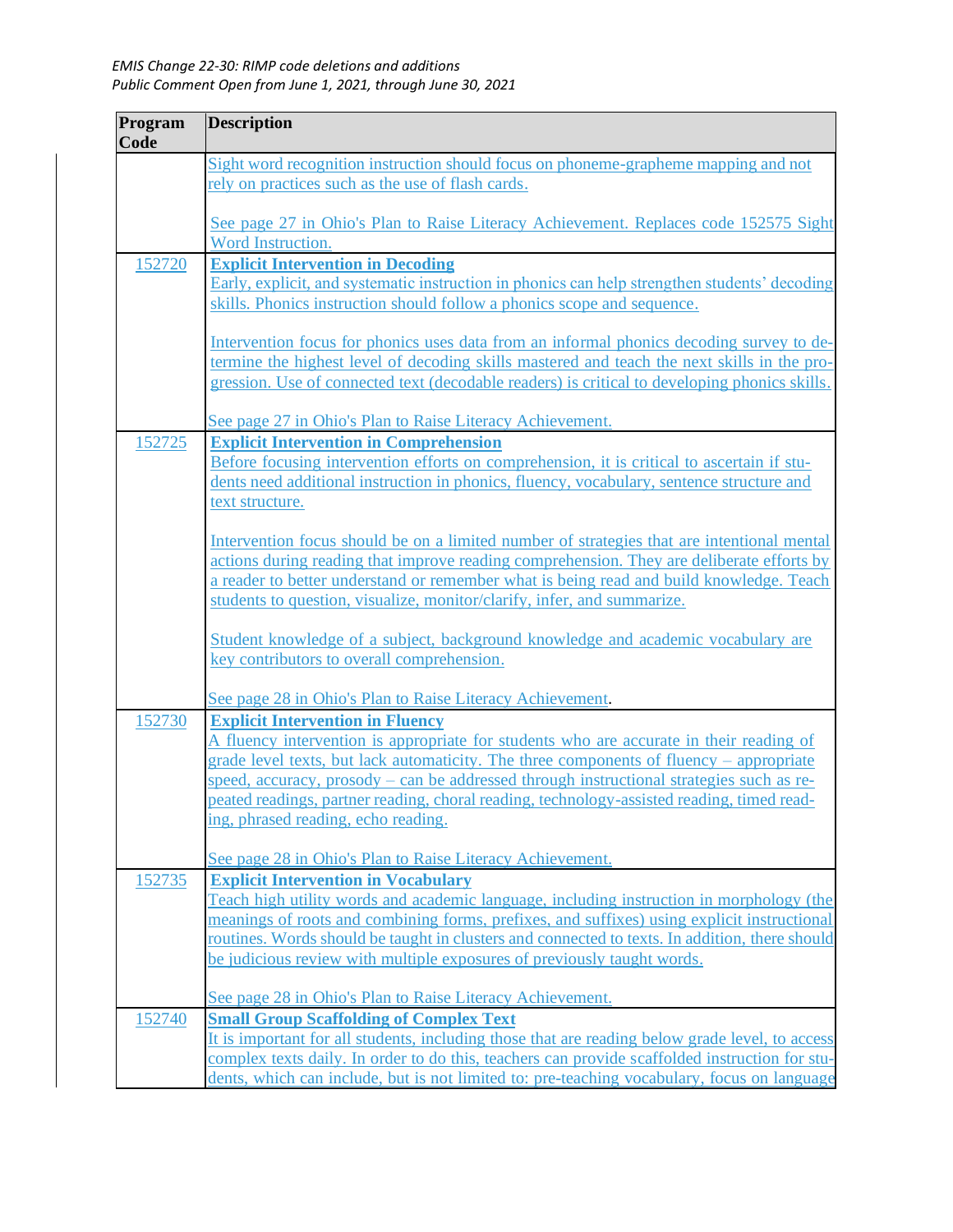| Program Code | Description |
|---|---|
| | Sight word recognition instruction should focus on phoneme-grapheme mapping and not rely on practices such as the use of flash cards.<br><br>See page 27 in Ohio's Plan to Raise Literacy Achievement. Replaces code 152575 Sight Word Instruction. |
| 152720 | **Explicit Intervention in Decoding**<br>Early, explicit, and systematic instruction in phonics can help strengthen students' decoding skills. Phonics instruction should follow a phonics scope and sequence.<br><br>Intervention focus for phonics uses data from an informal phonics decoding survey to determine the highest level of decoding skills mastered and teach the next skills in the progression. Use of connected text (decodable readers) is critical to developing phonics skills.<br><br>See page 27 in Ohio's Plan to Raise Literacy Achievement. |
| 152725 | **Explicit Intervention in Comprehension**<br>Before focusing intervention efforts on comprehension, it is critical to ascertain if students need additional instruction in phonics, fluency, vocabulary, sentence structure and text structure.<br><br>Intervention focus should be on a limited number of strategies that are intentional mental actions during reading that improve reading comprehension. They are deliberate efforts by a reader to better understand or remember what is being read and build knowledge. Teach students to question, visualize, monitor/clarify, infer, and summarize.<br><br>Student knowledge of a subject, background knowledge and academic vocabulary are key contributors to overall comprehension.<br><br>See page 28 in Ohio's Plan to Raise Literacy Achievement. |
| 152730 | **Explicit Intervention in Fluency**<br>A fluency intervention is appropriate for students who are accurate in their reading of grade level texts, but lack automaticity. The three components of fluency – appropriate speed, accuracy, prosody – can be addressed through instructional strategies such as repeated readings, partner reading, choral reading, technology-assisted reading, timed reading, phrased reading, echo reading.<br><br>See page 28 in Ohio's Plan to Raise Literacy Achievement. |
| 152735 | **Explicit Intervention in Vocabulary**<br>Teach high utility words and academic language, including instruction in morphology (the meanings of roots and combining forms, prefixes, and suffixes) using explicit instructional routines. Words should be taught in clusters and connected to texts. In addition, there should be judicious review with multiple exposures of previously taught words.<br><br>See page 28 in Ohio's Plan to Raise Literacy Achievement. |
| 152740 | **Small Group Scaffolding of Complex Text**<br>It is important for all students, including those that are reading below grade level, to access complex texts daily. In order to do this, teachers can provide scaffolded instruction for students, which can include, but is not limited to: pre-teaching vocabulary, focus on language |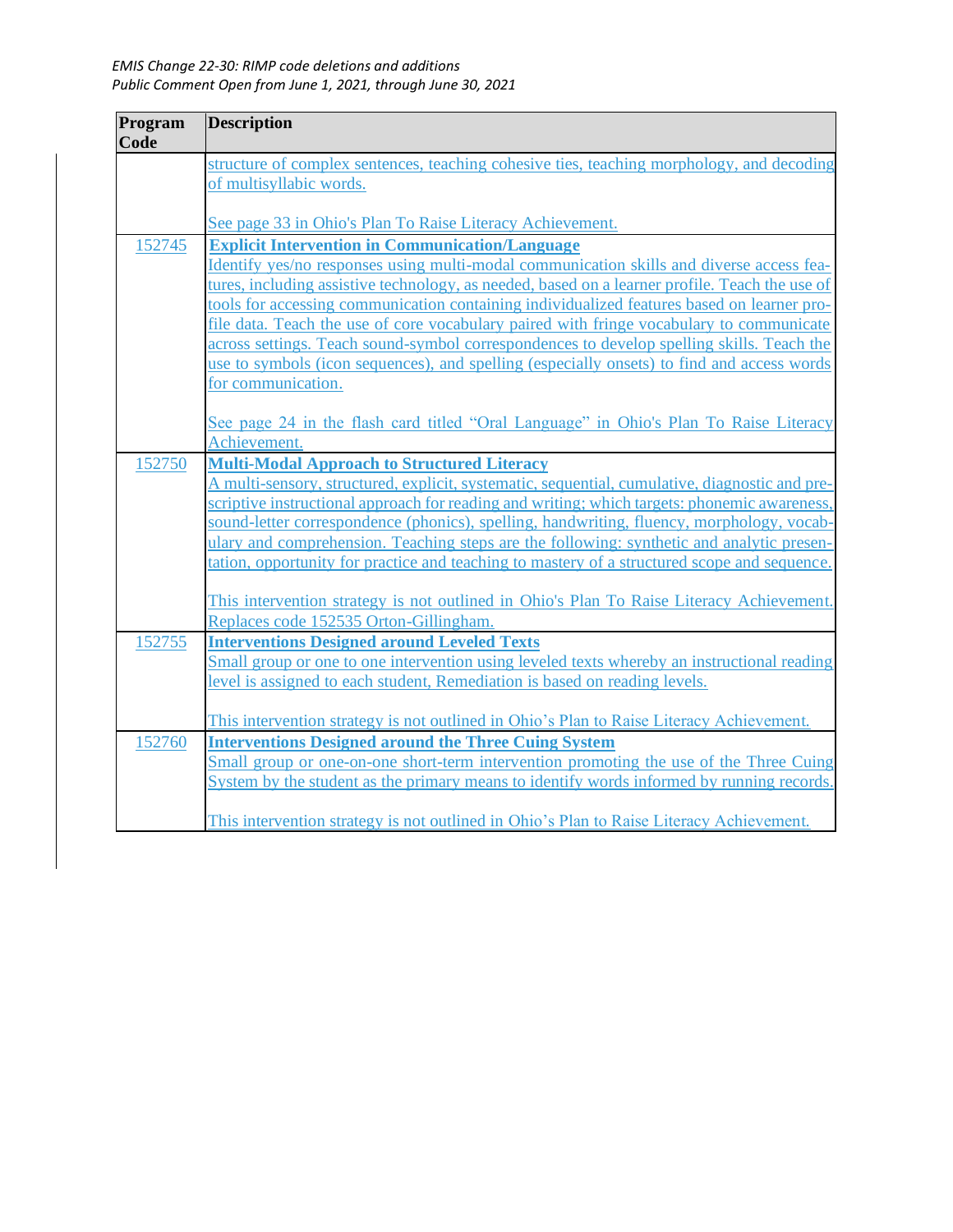| Program Code | Description |
| --- | --- |
| | structure of complex sentences, teaching cohesive ties, teaching morphology, and decoding of multisyllabic words.<br><br>See page 33 in Ohio's Plan To Raise Literacy Achievement. |
| 152745 | **Explicit Intervention in Communication/Language**<br>Identify yes/no responses using multi-modal communication skills and diverse access features, including assistive technology, as needed, based on a learner profile. Teach the use of tools for accessing communication containing individualized features based on learner profile data. Teach the use of core vocabulary paired with fringe vocabulary to communicate across settings. Teach sound-symbol correspondences to develop spelling skills. Teach the use to symbols (icon sequences), and spelling (especially onsets) to find and access words for communication.<br><br>See page 24 in the flash card titled "Oral Language" in Ohio's Plan To Raise Literacy Achievement. |
| 152750 | **Multi-Modal Approach to Structured Literacy**<br>A multi-sensory, structured, explicit, systematic, sequential, cumulative, diagnostic and prescriptive instructional approach for reading and writing; which targets: phonemic awareness, sound-letter correspondence (phonics), spelling, handwriting, fluency, morphology, vocabulary and comprehension. Teaching steps are the following: synthetic and analytic presentation, opportunity for practice and teaching to mastery of a structured scope and sequence.<br><br>This intervention strategy is not outlined in Ohio's Plan To Raise Literacy Achievement. Replaces code 152535 Orton-Gillingham. |
| 152755 | **Interventions Designed around Leveled Texts**<br>Small group or one to one intervention using leveled texts whereby an instructional reading level is assigned to each student, Remediation is based on reading levels.<br><br>This intervention strategy is not outlined in Ohio's Plan to Raise Literacy Achievement. |
| 152760 | **Interventions Designed around the Three Cuing System**<br>Small group or one-on-one short-term intervention promoting the use of the Three Cuing System by the student as the primary means to identify words informed by running records.<br><br>This intervention strategy is not outlined in Ohio's Plan to Raise Literacy Achievement. |